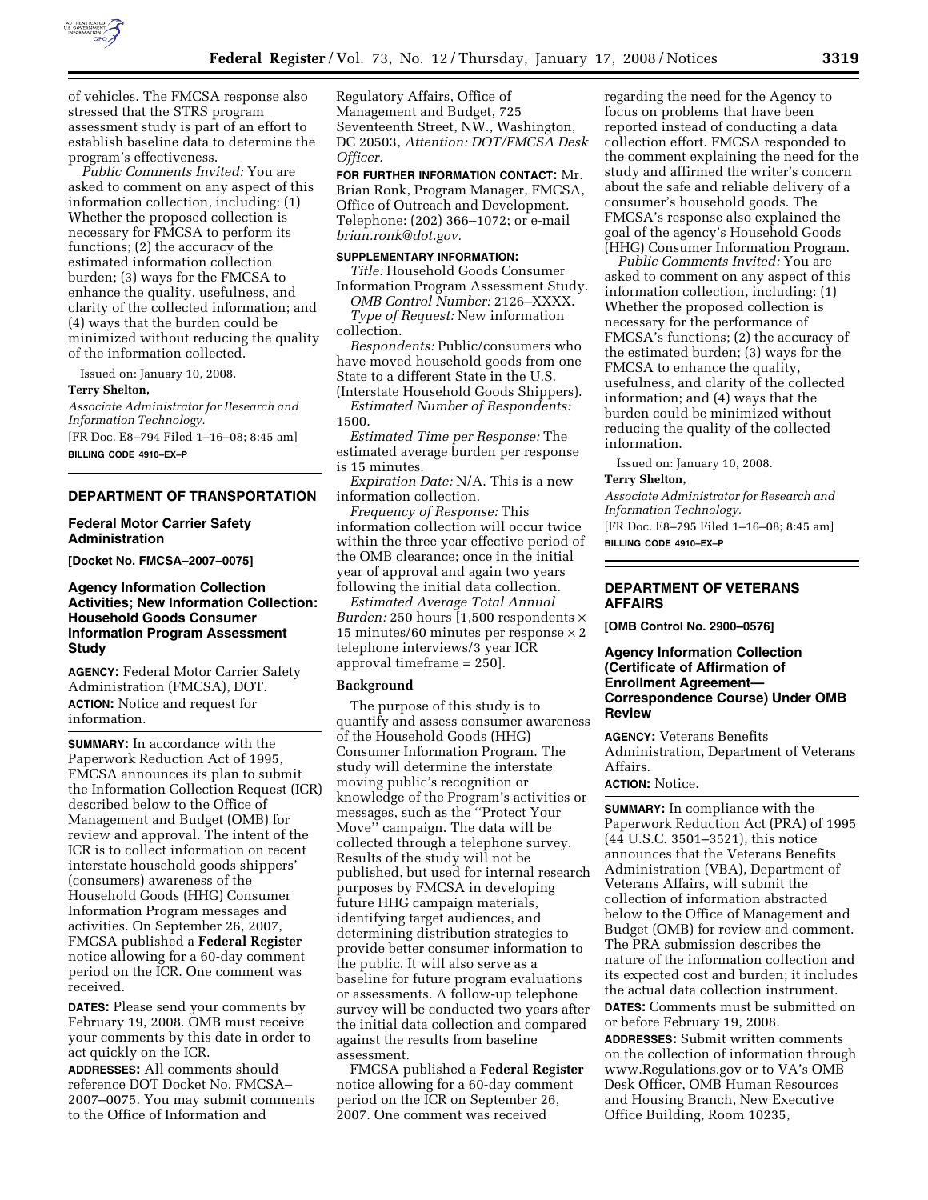of vehicles. The FMCSA response also stressed that the STRS program assessment study is part of an effort to establish baseline data to determine the program's effectiveness.

*Public Comments Invited:* You are asked to comment on any aspect of this information collection, including: (1) Whether the proposed collection is necessary for FMCSA to perform its functions; (2) the accuracy of the estimated information collection burden; (3) ways for the FMCSA to enhance the quality, usefulness, and clarity of the collected information; and (4) ways that the burden could be minimized without reducing the quality of the information collected.

Issued on: January 10, 2008.

**Terry Shelton,**

*Associate Administrator for Research and Information Technology.*

[FR Doc. E8–794 Filed 1–16–08; 8:45 am]

**BILLING CODE 4910–EX–P**

## DEPARTMENT OF TRANSPORTATION

### Federal Motor Carrier Safety Administration

**[Docket No. FMCSA–2007–0075]**

### Agency Information Collection Activities; New Information Collection: Household Goods Consumer Information Program Assessment Study

**AGENCY:** Federal Motor Carrier Safety Administration (FMCSA), DOT.

**ACTION:** Notice and request for information.

**SUMMARY:** In accordance with the Paperwork Reduction Act of 1995, FMCSA announces its plan to submit the Information Collection Request (ICR) described below to the Office of Management and Budget (OMB) for review and approval. The intent of the ICR is to collect information on recent interstate household goods shippers' (consumers) awareness of the Household Goods (HHG) Consumer Information Program messages and activities. On September 26, 2007, FMCSA published a **Federal Register** notice allowing for a 60-day comment period on the ICR. One comment was received.

**DATES:** Please send your comments by February 19, 2008. OMB must receive your comments by this date in order to act quickly on the ICR.

**ADDRESSES:** All comments should reference DOT Docket No. FMCSA–2007–0075. You may submit comments to the Office of Information and Regulatory Affairs, Office of Management and Budget, 725 Seventeenth Street, NW., Washington, DC 20503, *Attention: DOT/FMCSA Desk Officer.*

**FOR FURTHER INFORMATION CONTACT:** Mr. Brian Ronk, Program Manager, FMCSA, Office of Outreach and Development. Telephone: (202) 366–1072; or e-mail *brian.ronk@dot.gov.*

**SUPPLEMENTARY INFORMATION:**

*Title:* Household Goods Consumer Information Program Assessment Study.

*OMB Control Number:* 2126–XXXX.

*Type of Request:* New information collection.

*Respondents:* Public/consumers who have moved household goods from one State to a different State in the U.S. (Interstate Household Goods Shippers).

*Estimated Number of Respondents:* 1500.

*Estimated Time per Response:* The estimated average burden per response is 15 minutes.

*Expiration Date:* N/A. This is a new information collection.

*Frequency of Response:* This information collection will occur twice within the three year effective period of the OMB clearance; once in the initial year of approval and again two years following the initial data collection.

*Estimated Average Total Annual Burden:* 250 hours [1,500 respondents × 15 minutes/60 minutes per response × 2 telephone interviews/3 year ICR approval timeframe = 250].

#### Background

The purpose of this study is to quantify and assess consumer awareness of the Household Goods (HHG) Consumer Information Program. The study will determine the interstate moving public's recognition or knowledge of the Program's activities or messages, such as the ''Protect Your Move'' campaign. The data will be collected through a telephone survey. Results of the study will not be published, but used for internal research purposes by FMCSA in developing future HHG campaign materials, identifying target audiences, and determining distribution strategies to provide better consumer information to the public. It will also serve as a baseline for future program evaluations or assessments. A follow-up telephone survey will be conducted two years after the initial data collection and compared against the results from baseline assessment.

FMCSA published a **Federal Register** notice allowing for a 60-day comment period on the ICR on September 26, 2007. One comment was received regarding the need for the Agency to focus on problems that have been reported instead of conducting a data collection effort. FMCSA responded to the comment explaining the need for the study and affirmed the writer's concern about the safe and reliable delivery of a consumer's household goods. The FMCSA's response also explained the goal of the agency's Household Goods (HHG) Consumer Information Program.

*Public Comments Invited:* You are asked to comment on any aspect of this information collection, including: (1) Whether the proposed collection is necessary for the performance of FMCSA's functions; (2) the accuracy of the estimated burden; (3) ways for the FMCSA to enhance the quality, usefulness, and clarity of the collected information; and (4) ways that the burden could be minimized without reducing the quality of the collected information.

Issued on: January 10, 2008.

**Terry Shelton,**

*Associate Administrator for Research and Information Technology.*

[FR Doc. E8–795 Filed 1–16–08; 8:45 am]

**BILLING CODE 4910–EX–P**

## DEPARTMENT OF VETERANS AFFAIRS

**[OMB Control No. 2900–0576]**

### Agency Information Collection (Certificate of Affirmation of Enrollment Agreement—Correspondence Course) Under OMB Review

**AGENCY:** Veterans Benefits Administration, Department of Veterans Affairs.

**ACTION:** Notice.

**SUMMARY:** In compliance with the Paperwork Reduction Act (PRA) of 1995 (44 U.S.C. 3501–3521), this notice announces that the Veterans Benefits Administration (VBA), Department of Veterans Affairs, will submit the collection of information abstracted below to the Office of Management and Budget (OMB) for review and comment. The PRA submission describes the nature of the information collection and its expected cost and burden; it includes the actual data collection instrument.

**DATES:** Comments must be submitted on or before February 19, 2008.

**ADDRESSES:** Submit written comments on the collection of information through www.Regulations.gov or to VA's OMB Desk Officer, OMB Human Resources and Housing Branch, New Executive Office Building, Room 10235,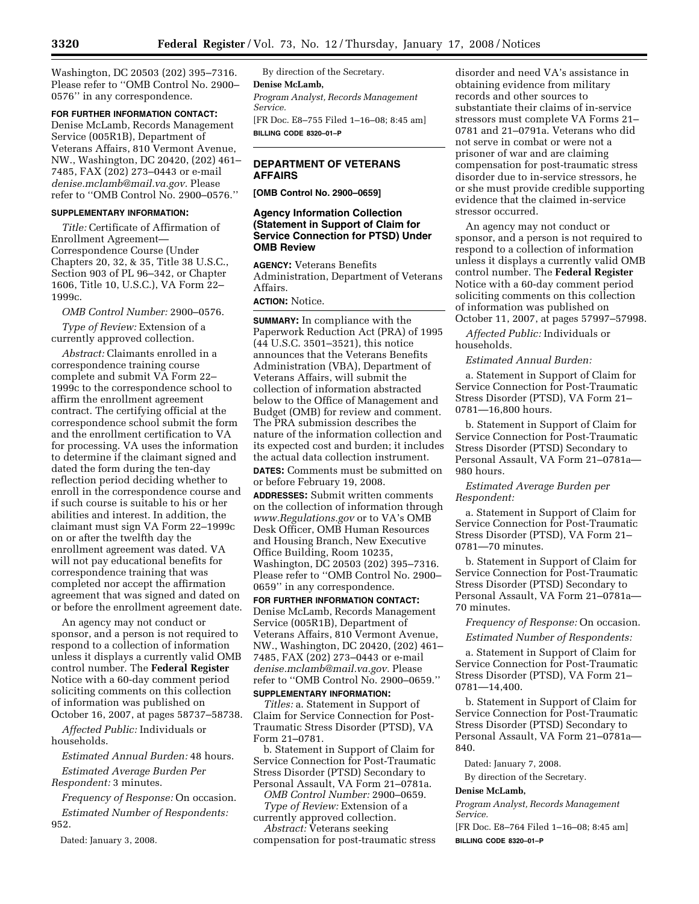Washington, DC 20503 (202) 395–7316. Please refer to ''OMB Control No. 2900–0576'' in any correspondence.

**FOR FURTHER INFORMATION CONTACT:** Denise McLamb, Records Management Service (005R1B), Department of Veterans Affairs, 810 Vermont Avenue, NW., Washington, DC 20420, (202) 461–7485, FAX (202) 273–0443 or e-mail *denise.mclamb@mail.va.gov.* Please refer to ''OMB Control No. 2900–0576.''

**SUPPLEMENTARY INFORMATION:**

*Title:* Certificate of Affirmation of Enrollment Agreement—Correspondence Course (Under Chapters 20, 32, & 35, Title 38 U.S.C., Section 903 of PL 96–342, or Chapter 1606, Title 10, U.S.C.), VA Form 22–1999c.

*OMB Control Number:* 2900–0576.

*Type of Review:* Extension of a currently approved collection.

*Abstract:* Claimants enrolled in a correspondence training course complete and submit VA Form 22–1999c to the correspondence school to affirm the enrollment agreement contract. The certifying official at the correspondence school submit the form and the enrollment certification to VA for processing. VA uses the information to determine if the claimant signed and dated the form during the ten-day reflection period deciding whether to enroll in the correspondence course and if such course is suitable to his or her abilities and interest. In addition, the claimant must sign VA Form 22–1999c on or after the twelfth day the enrollment agreement was dated. VA will not pay educational benefits for correspondence training that was completed nor accept the affirmation agreement that was signed and dated on or before the enrollment agreement date.

An agency may not conduct or sponsor, and a person is not required to respond to a collection of information unless it displays a currently valid OMB control number. The **Federal Register** Notice with a 60-day comment period soliciting comments on this collection of information was published on October 16, 2007, at pages 58737–58738.

*Affected Public:* Individuals or households.

*Estimated Annual Burden:* 48 hours.

*Estimated Average Burden Per Respondent:* 3 minutes.

*Frequency of Response:* On occasion.

*Estimated Number of Respondents:* 952.

Dated: January 3, 2008.

By direction of the Secretary.

**Denise McLamb,**

*Program Analyst, Records Management Service.*

[FR Doc. E8–755 Filed 1–16–08; 8:45 am]

**BILLING CODE 8320–01–P**

## DEPARTMENT OF VETERANS AFFAIRS

**[OMB Control No. 2900–0659]**

### Agency Information Collection (Statement in Support of Claim for Service Connection for PTSD) Under OMB Review

**AGENCY:** Veterans Benefits Administration, Department of Veterans Affairs.

**ACTION:** Notice.

**SUMMARY:** In compliance with the Paperwork Reduction Act (PRA) of 1995 (44 U.S.C. 3501–3521), this notice announces that the Veterans Benefits Administration (VBA), Department of Veterans Affairs, will submit the collection of information abstracted below to the Office of Management and Budget (OMB) for review and comment. The PRA submission describes the nature of the information collection and its expected cost and burden; it includes the actual data collection instrument.

**DATES:** Comments must be submitted on or before February 19, 2008.

**ADDRESSES:** Submit written comments on the collection of information through *www.Regulations.gov* or to VA's OMB Desk Officer, OMB Human Resources and Housing Branch, New Executive Office Building, Room 10235, Washington, DC 20503 (202) 395–7316. Please refer to ''OMB Control No. 2900–0659'' in any correspondence.

**FOR FURTHER INFORMATION CONTACT:** Denise McLamb, Records Management Service (005R1B), Department of Veterans Affairs, 810 Vermont Avenue, NW., Washington, DC 20420, (202) 461–7485, FAX (202) 273–0443 or e-mail *denise.mclamb@mail.va.gov.* Please refer to ''OMB Control No. 2900–0659.''

**SUPPLEMENTARY INFORMATION:**

*Titles:* a. Statement in Support of Claim for Service Connection for Post-Traumatic Stress Disorder (PTSD), VA Form 21–0781.

b. Statement in Support of Claim for Service Connection for Post-Traumatic Stress Disorder (PTSD) Secondary to Personal Assault, VA Form 21–0781a.

*OMB Control Number:* 2900–0659.

*Type of Review:* Extension of a currently approved collection.

*Abstract:* Veterans seeking compensation for post-traumatic stress disorder and need VA's assistance in obtaining evidence from military records and other sources to substantiate their claims of in-service stressors must complete VA Forms 21–0781 and 21–0791a. Veterans who did not serve in combat or were not a prisoner of war and are claiming compensation for post-traumatic stress disorder due to in-service stressors, he or she must provide credible supporting evidence that the claimed in-service stressor occurred.

An agency may not conduct or sponsor, and a person is not required to respond to a collection of information unless it displays a currently valid OMB control number. The **Federal Register** Notice with a 60-day comment period soliciting comments on this collection of information was published on October 11, 2007, at pages 57997–57998.

*Affected Public:* Individuals or households.

*Estimated Annual Burden:*

a. Statement in Support of Claim for Service Connection for Post-Traumatic Stress Disorder (PTSD), VA Form 21–0781—16,800 hours.

b. Statement in Support of Claim for Service Connection for Post-Traumatic Stress Disorder (PTSD) Secondary to Personal Assault, VA Form 21–0781a—980 hours.

*Estimated Average Burden per Respondent:*

a. Statement in Support of Claim for Service Connection for Post-Traumatic Stress Disorder (PTSD), VA Form 21–0781—70 minutes.

b. Statement in Support of Claim for Service Connection for Post-Traumatic Stress Disorder (PTSD) Secondary to Personal Assault, VA Form 21–0781a—70 minutes.

*Frequency of Response:* On occasion.

*Estimated Number of Respondents:*

a. Statement in Support of Claim for Service Connection for Post-Traumatic Stress Disorder (PTSD), VA Form 21–0781—14,400.

b. Statement in Support of Claim for Service Connection for Post-Traumatic Stress Disorder (PTSD) Secondary to Personal Assault, VA Form 21–0781a—840.

Dated: January 7, 2008.

By direction of the Secretary.

**Denise McLamb,**

*Program Analyst, Records Management Service.*

[FR Doc. E8–764 Filed 1–16–08; 8:45 am]

**BILLING CODE 8320–01–P**